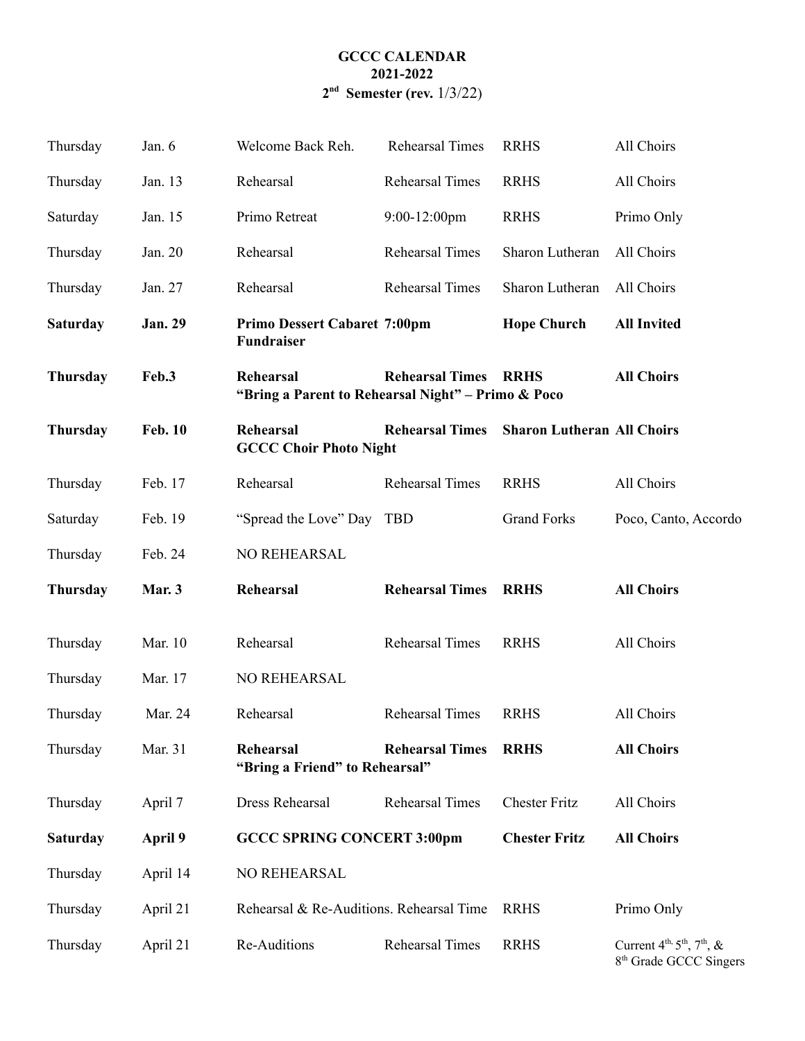**GCCC CALENDAR**
**2021-2022**
**2nd Semester (rev.** 1/3/22)

| | | | | | |
|---|---|---|---|---|---|
| Thursday | Jan. 6 | Welcome Back Reh. | Rehearsal Times | RRHS | All Choirs |
| Thursday | Jan. 13 | Rehearsal | Rehearsal Times | RRHS | All Choirs |
| Saturday | Jan. 15 | Primo Retreat | 9:00-12:00pm | RRHS | Primo Only |
| Thursday | Jan. 20 | Rehearsal | Rehearsal Times | Sharon Lutheran | All Choirs |
| Thursday | Jan. 27 | Rehearsal | Rehearsal Times | Sharon Lutheran | All Choirs |
| **Saturday** | **Jan. 29** | **Primo Dessert Cabaret Fundraiser** | **7:00pm** | **Hope Church** | **All Invited** |
| **Thursday** | **Feb.3** | **Rehearsal** **"Bring a Parent to Rehearsal Night" – Primo & Poco** | **Rehearsal Times** | **RRHS** | **All Choirs** |
| **Thursday** | **Feb. 10** | **Rehearsal** **GCCC Choir Photo Night** | **Rehearsal Times** | **Sharon Lutheran** | **All Choirs** |
| Thursday | Feb. 17 | Rehearsal | Rehearsal Times | RRHS | All Choirs |
| Saturday | Feb. 19 | "Spread the Love" Day | TBD | Grand Forks | Poco, Canto, Accordo |
| Thursday | Feb. 24 | NO REHEARSAL | | | |
| **Thursday** | **Mar. 3** | **Rehearsal** | **Rehearsal Times** | **RRHS** | **All Choirs** |
| Thursday | Mar. 10 | Rehearsal | Rehearsal Times | RRHS | All Choirs |
| Thursday | Mar. 17 | NO REHEARSAL | | | |
| Thursday | Mar. 24 | Rehearsal | Rehearsal Times | RRHS | All Choirs |
| Thursday | Mar. 31 | **Rehearsal** **"Bring a Friend" to Rehearsal"** | **Rehearsal Times** | **RRHS** | **All Choirs** |
| Thursday | April 7 | Dress Rehearsal | Rehearsal Times | Chester Fritz | All Choirs |
| **Saturday** | **April 9** | **GCCC SPRING CONCERT** | **3:00pm** | **Chester Fritz** | **All Choirs** |
| Thursday | April 14 | NO REHEARSAL | | | |
| Thursday | April 21 | Rehearsal & Re-Auditions. | Rehearsal Time | RRHS | Primo Only |
| Thursday | April 21 | Re-Auditions | Rehearsal Times | RRHS | Current 4th, 5th, 7th, & 8th Grade GCCC Singers |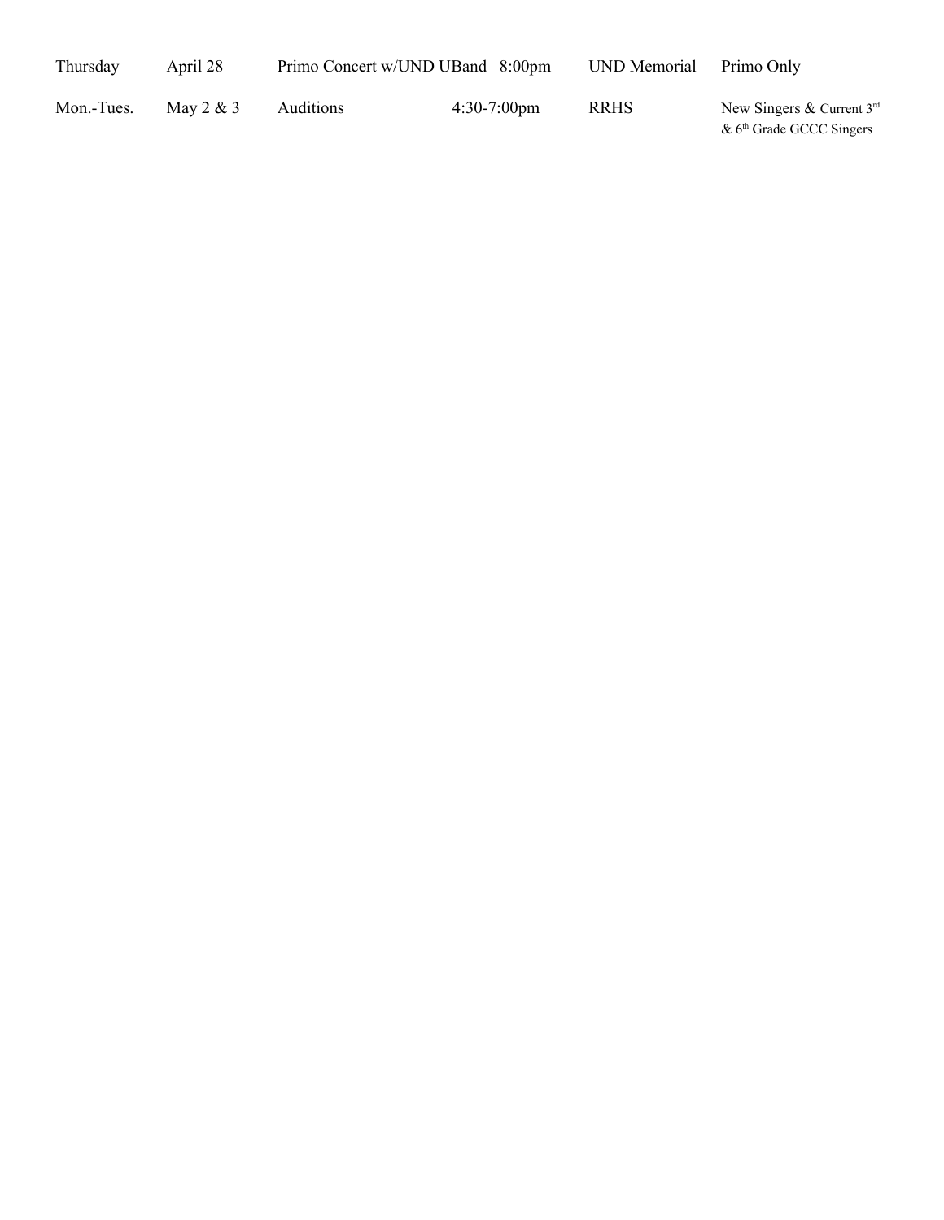| | | | | | |
|---|---|---|---|---|---|
| Thursday | April 28 | Primo Concert w/UND UBand | 8:00pm | UND Memorial | Primo Only |
| Mon.-Tues. | May 2 & 3 | Auditions | 4:30-7:00pm | RRHS | New Singers & Current 3rd & 6th Grade GCCC Singers |